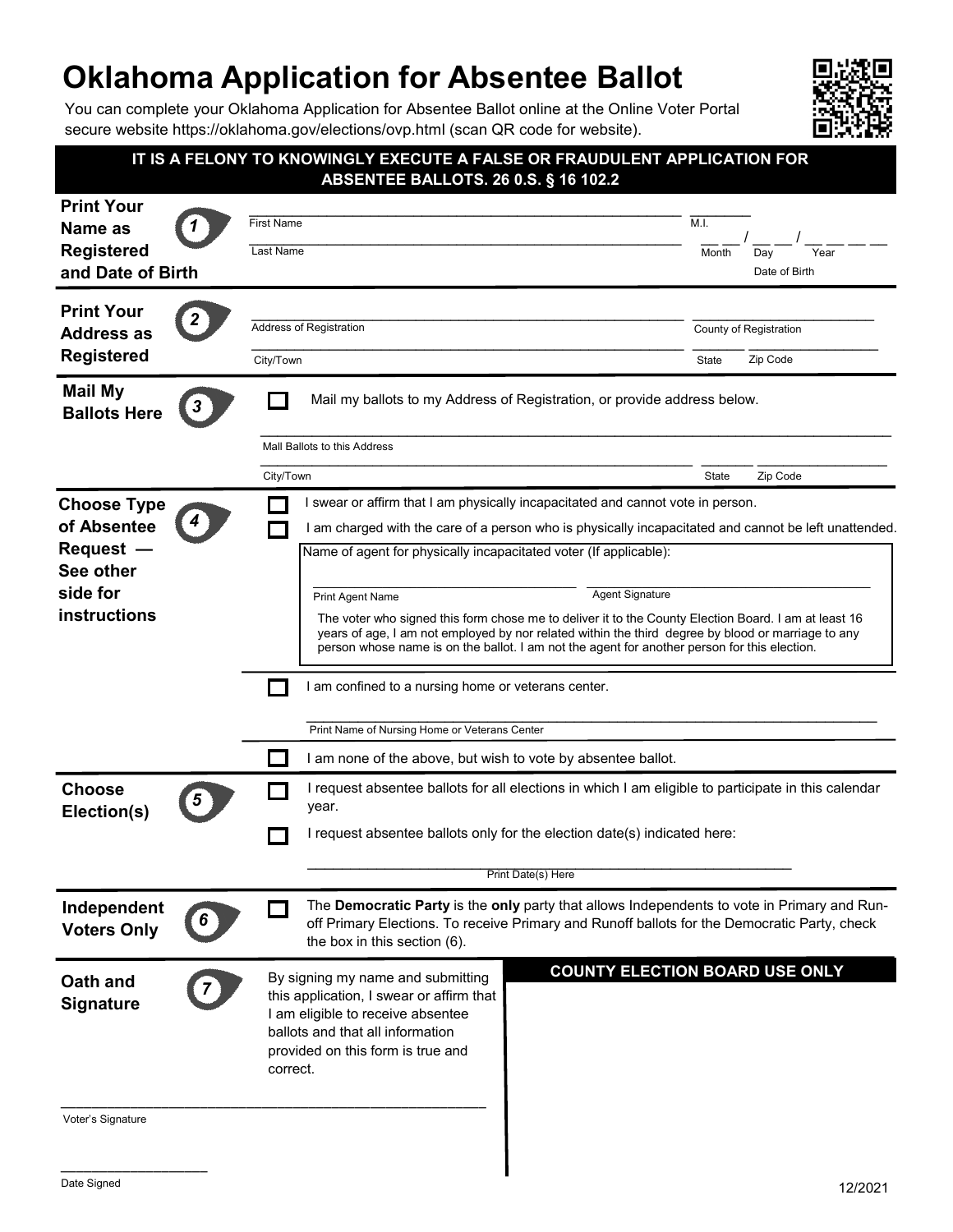# Oklahoma Application for Absentee Ballot

You can complete your Oklahoma Application for Absentee Ballot online at the Online Voter Portal secure website https://oklahoma.gov/elections/ovp.html (scan QR code for website).

**IT IS A FELONY TO KNOWINGLY EXECUTE A FALSE OR FRAUDULENT APPLICATION FOR ABSENTEE BALLOTS. 26 0.S. § 16 102.2**

## 1 Print Your Name as Registered and Date of Birth

First Name ______________________ M.I. ____

Last Name ______________________

Date of Birth: __ __ / __ __ / __ __ __ __ (Month / Day / Year)

## 2 Print Your Address as Registered

Address of Registration ______________________ County of Registration ______________________

City/Town ______________________ State ____ Zip Code ______

## 3 Mail My Ballots Here

☐ Mail my ballots to my Address of Registration, or provide address below.

Mail Ballots to this Address ______________________

City/Town ______________________ State ____ Zip Code ______

## 4 Choose Type of Absentee Request — See other side for instructions

☐ I swear or affirm that I am physically incapacitated and cannot vote in person.

☐ I am charged with the care of a person who is physically incapacitated and cannot be left unattended.

Name of agent for physically incapacitated voter (If applicable):

Print Agent Name ______________________ Agent Signature ______________________

The voter who signed this form chose me to deliver it to the County Election Board. I am at least 16 years of age, I am not employed by nor related within the third degree by blood or marriage to any person whose name is on the ballot. I am not the agent for another person for this election.

☐ I am confined to a nursing home or veterans center.

Print Name of Nursing Home or Veterans Center ______________________

☐ I am none of the above, but wish to vote by absentee ballot.

## 5 Choose Election(s)

☐ I request absentee ballots for all elections in which I am eligible to participate in this calendar year.

☐ I request absentee ballots only for the election date(s) indicated here:

Print Date(s) Here ______________________

## 6 Independent Voters Only

☐ The **Democratic Party** is the **only** party that allows Independents to vote in Primary and Run-off Primary Elections. To receive Primary and Runoff ballots for the Democratic Party, check the box in this section (6).

## 7 Oath and Signature

By signing my name and submitting this application, I swear or affirm that I am eligible to receive absentee ballots and that all information provided on this form is true and correct.

Voter's Signature ______________________

Date Signed ______________________

**COUNTY ELECTION BOARD USE ONLY**

12/2021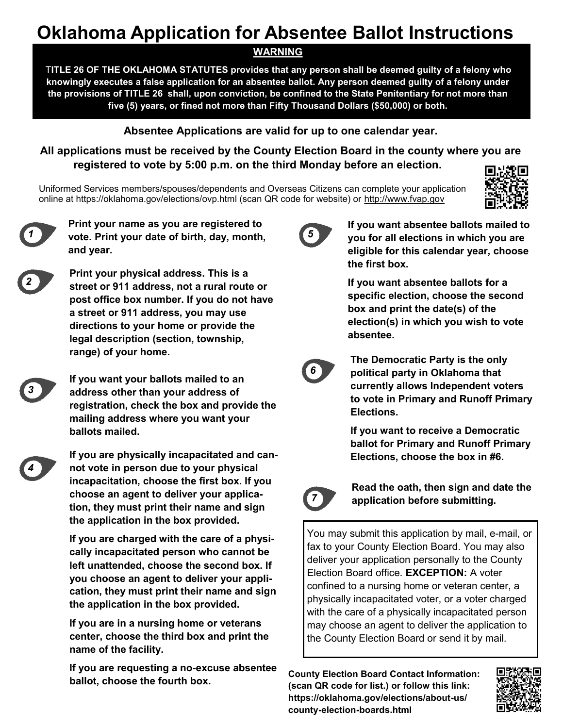# Oklahoma Application for Absentee Ballot Instructions

**WARNING**

**TITLE 26 OF THE OKLAHOMA STATUTES provides that any person shall be deemed guilty of a felony who knowingly executes a false application for an absentee ballot. Any person deemed guilty of a felony under the provisions of TITLE 26 shall, upon conviction, be confined to the State Penitentiary for not more than five (5) years, or fined not more than Fifty Thousand Dollars ($50,000) or both.**

**Absentee Applications are valid for up to one calendar year.**

**All applications must be received by the County Election Board in the county where you are registered to vote by 5:00 p.m. on the third Monday before an election.**

Uniformed Services members/spouses/dependents and Overseas Citizens can complete your application online at https://oklahoma.gov/elections/ovp.html (scan QR code for website) or http://www.fvap.gov

**1** **Print your name as you are registered to vote. Print your date of birth, day, month, and year.**

**2** **Print your physical address. This is a street or 911 address, not a rural route or post office box number. If you do not have a street or 911 address, you may use directions to your home or provide the legal description (section, township, range) of your home.**

**3** **If you want your ballots mailed to an address other than your address of registration, check the box and provide the mailing address where you want your ballots mailed.**

**4** **If you are physically incapacitated and cannot vote in person due to your physical incapacitation, choose the first box. If you choose an agent to deliver your application, they must print their name and sign the application in the box provided.**

**If you are charged with the care of a physically incapacitated person who cannot be left unattended, choose the second box. If you choose an agent to deliver your application, they must print their name and sign the application in the box provided.**

**If you are in a nursing home or veterans center, choose the third box and print the name of the facility.**

**If you are requesting a no-excuse absentee ballot, choose the fourth box.**

**5** **If you want absentee ballots mailed to you for all elections in which you are eligible for this calendar year, choose the first box.**

**If you want absentee ballots for a specific election, choose the second box and print the date(s) of the election(s) in which you wish to vote absentee.**

**6** **The Democratic Party is the only political party in Oklahoma that currently allows Independent voters to vote in Primary and Runoff Primary Elections.**

**If you want to receive a Democratic ballot for Primary and Runoff Primary Elections, choose the box in #6.**

**7** **Read the oath, then sign and date the application before submitting.**

You may submit this application by mail, e-mail, or fax to your County Election Board. You may also deliver your application personally to the County Election Board office. **EXCEPTION:** A voter confined to a nursing home or veteran center, a physically incapacitated voter, or a voter charged with the care of a physically incapacitated person may choose an agent to deliver the application to the County Election Board or send it by mail.

**County Election Board Contact Information: (scan QR code for list.) or follow this link: https://oklahoma.gov/elections/about-us/county-election-boards.html**